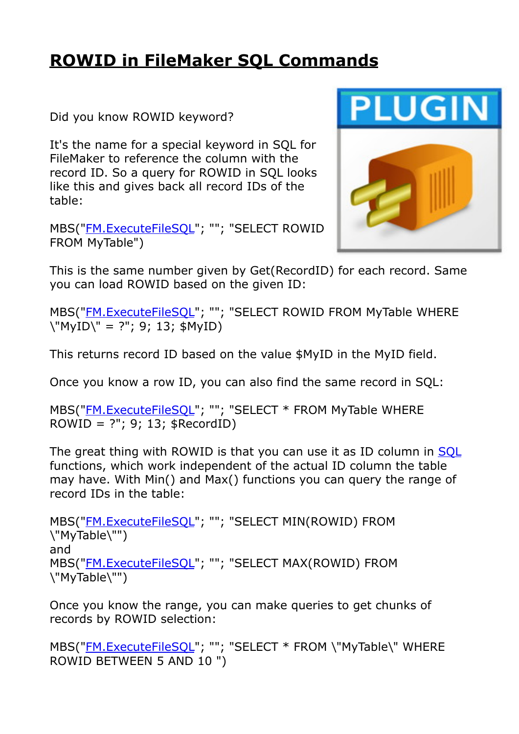# ROWID in FileMaker SQL Commands

Did you know ROWID keyword?

It's the name for a special keyword in SQL for FileMaker to reference the column with the record ID. So a query for ROWID in SQL looks like this and gives back all record IDs of the table:

MBS("FM.ExecuteFileSQL"; ""; "SELECT ROWID FROM MyTable")

This is the same number given by Get(RecordID) for each record. Same you can load ROWID based on the given ID:

MBS("FM.ExecuteFileSQL"; ""; "SELECT ROWID FROM MyTable WHERE \"MyID\" = ?"; 9; 13; $MyID)

This returns record ID based on the value $MyID in the MyID field.

Once you know a row ID, you can also find the same record in SQL:

MBS("FM.ExecuteFileSQL"; ""; "SELECT * FROM MyTable WHERE ROWID = ?"; 9; 13; $RecordID)

The great thing with ROWID is that you can use it as ID column in SQL functions, which work independent of the actual ID column the table may have. With Min() and Max() functions you can query the range of record IDs in the table:

MBS("FM.ExecuteFileSQL"; ""; "SELECT MIN(ROWID) FROM \"MyTable\"")
and
MBS("FM.ExecuteFileSQL"; ""; "SELECT MAX(ROWID) FROM \"MyTable\"")

Once you know the range, you can make queries to get chunks of records by ROWID selection:

MBS("FM.ExecuteFileSQL"; ""; "SELECT * FROM \"MyTable\" WHERE ROWID BETWEEN 5 AND 10 ")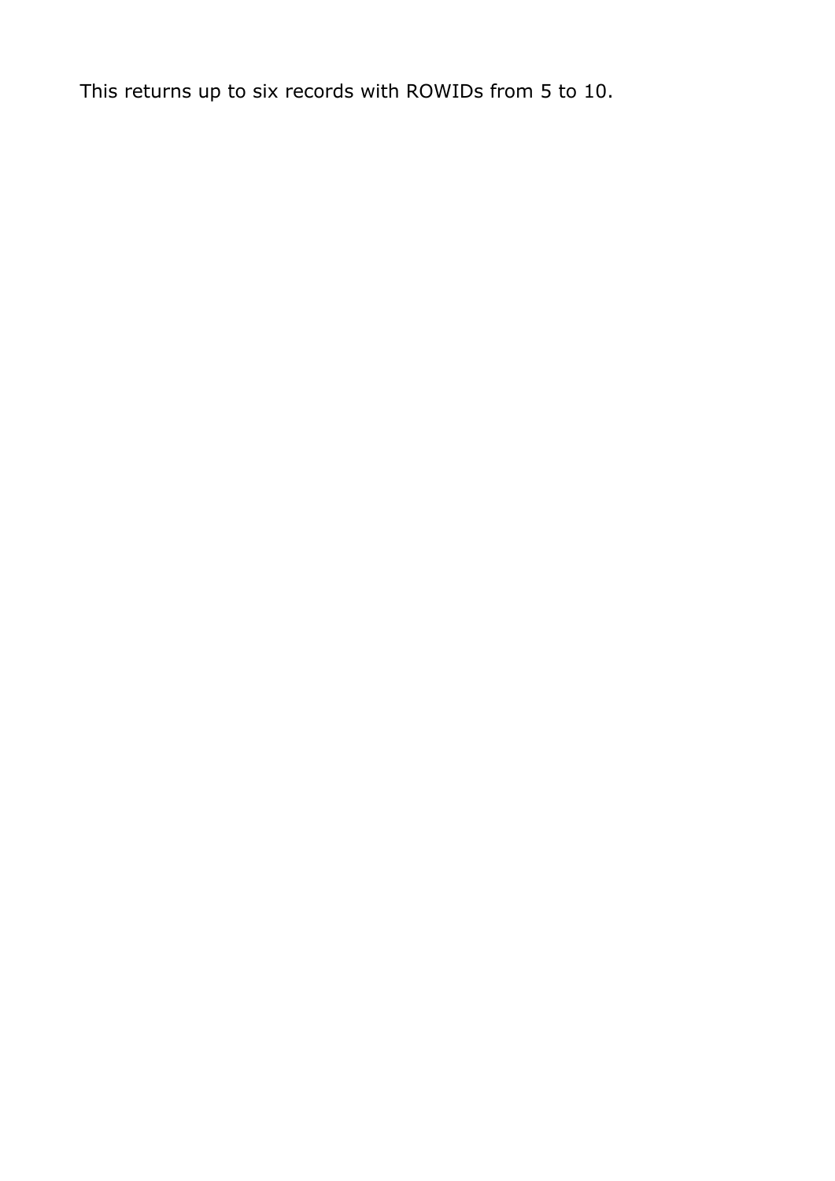This returns up to six records with ROWIDs from 5 to 10.